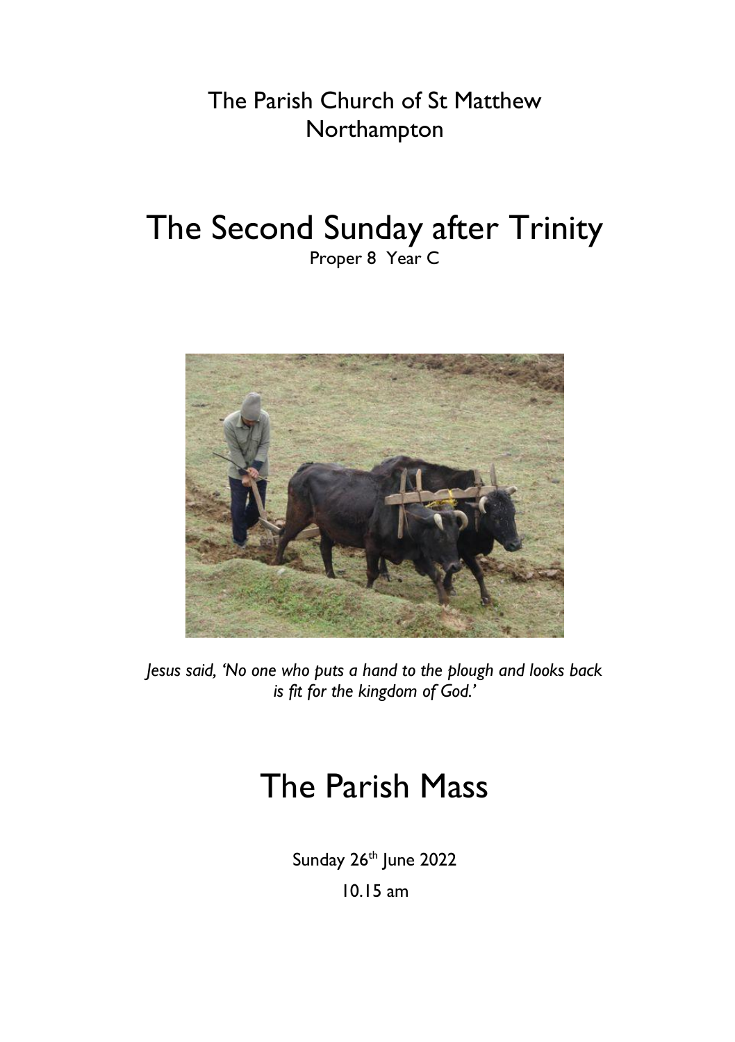The Parish Church of St Matthew
Northampton

# The Second Sunday after Trinity

Proper 8 Year C

*Jesus said, 'No one who puts a hand to the plough and looks back is fit for the kingdom of God.'*

# The Parish Mass

Sunday 26th June 2022

10.15 am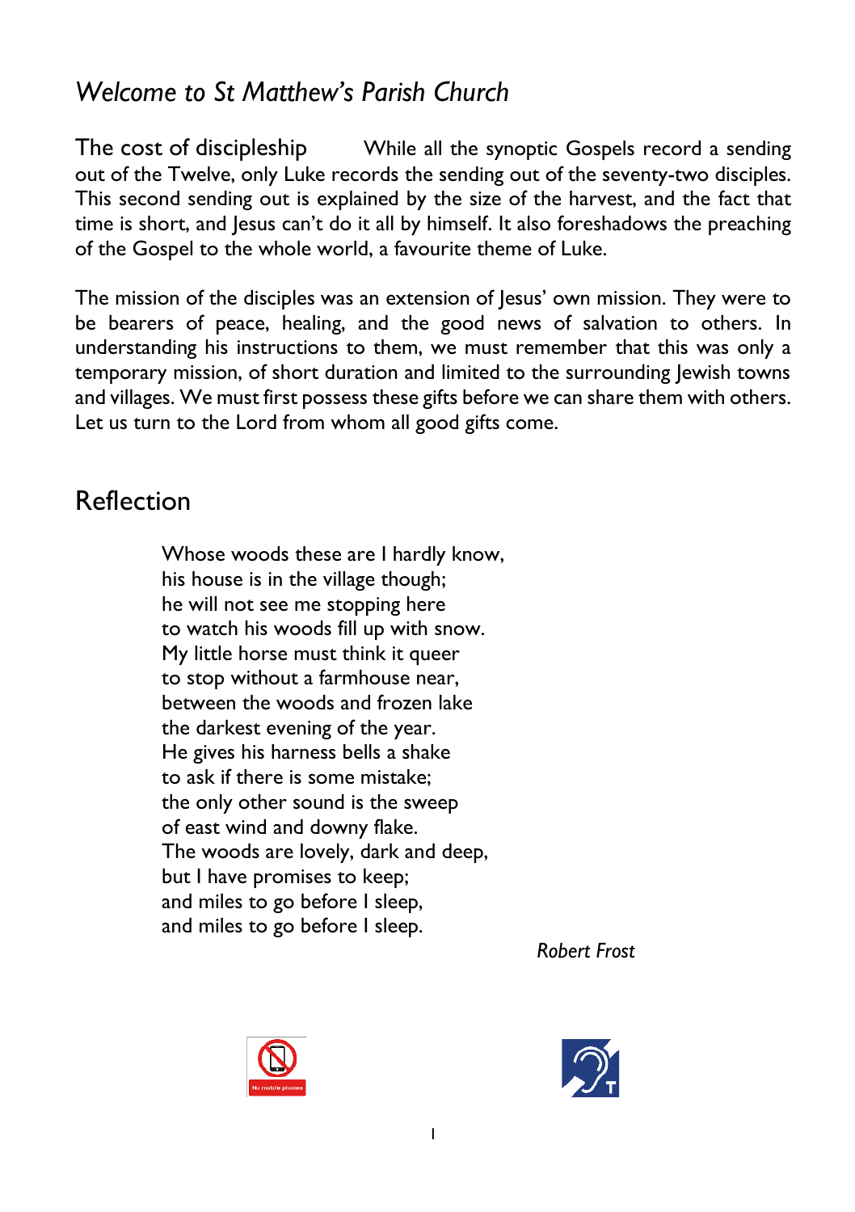*Welcome to St Matthew's Parish Church*

The cost of discipleship While all the synoptic Gospels record a sending out of the Twelve, only Luke records the sending out of the seventy-two disciples. This second sending out is explained by the size of the harvest, and the fact that time is short, and Jesus can't do it all by himself. It also foreshadows the preaching of the Gospel to the whole world, a favourite theme of Luke.

The mission of the disciples was an extension of Jesus' own mission. They were to be bearers of peace, healing, and the good news of salvation to others. In understanding his instructions to them, we must remember that this was only a temporary mission, of short duration and limited to the surrounding Jewish towns and villages. We must first possess these gifts before we can share them with others. Let us turn to the Lord from whom all good gifts come.

## Reflection

Whose woods these are I hardly know,
his house is in the village though;
he will not see me stopping here
to watch his woods fill up with snow.
My little horse must think it queer
to stop without a farmhouse near,
between the woods and frozen lake
the darkest evening of the year.
He gives his harness bells a shake
to ask if there is some mistake;
the only other sound is the sweep
of east wind and downy flake.
The woods are lovely, dark and deep,
but I have promises to keep;
and miles to go before I sleep,
and miles to go before I sleep.

*Robert Frost*

No mobile phones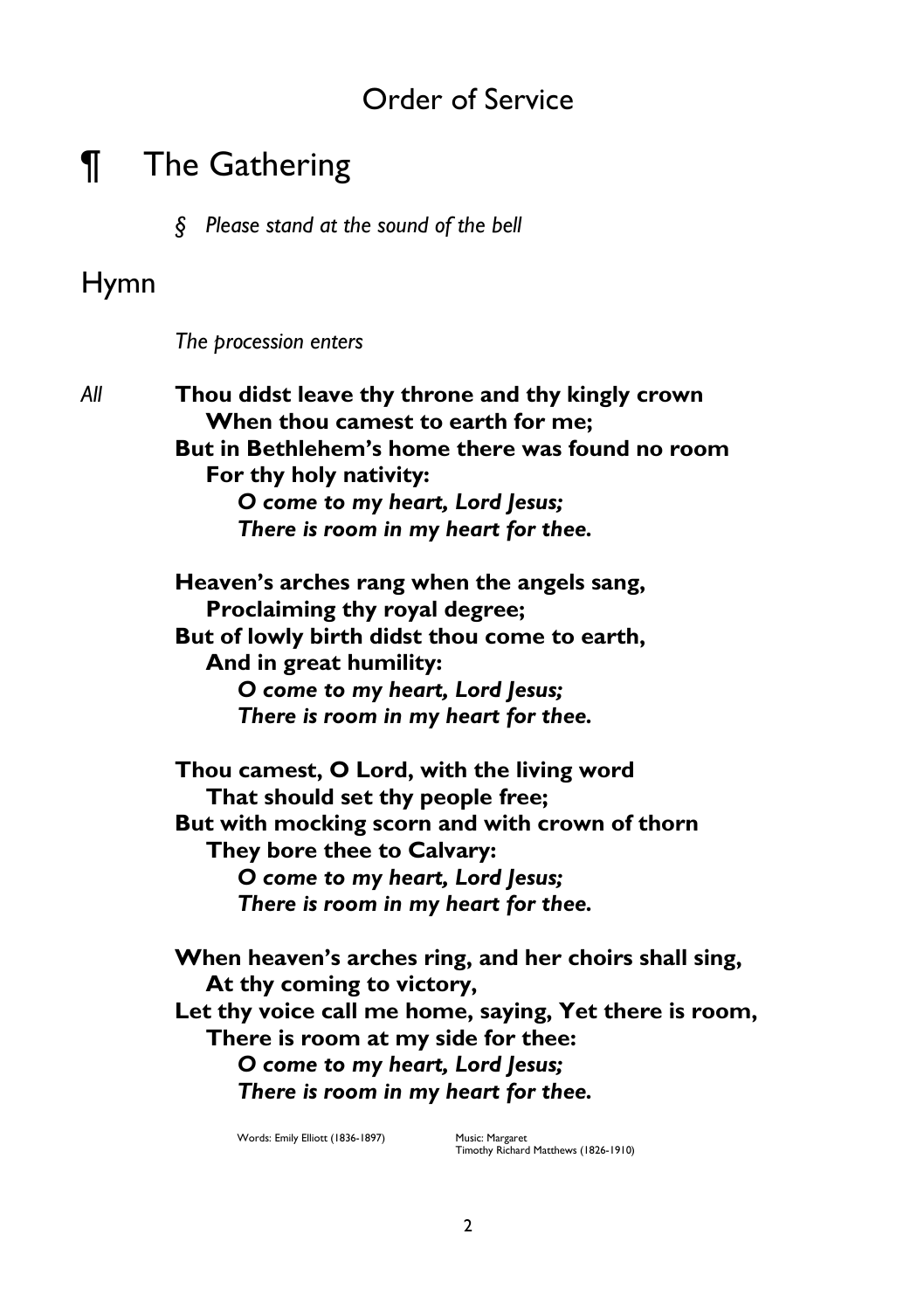## Order of Service

# ¶ The Gathering

*§ Please stand at the sound of the bell*

## Hymn

*The procession enters*

*All* **Thou didst leave thy throne and thy kingly crown**
**When thou camest to earth for me;**
**But in Bethlehem's home there was found no room**
**For thy holy nativity:**
***O come to my heart, Lord Jesus;***
***There is room in my heart for thee.***

**Heaven's arches rang when the angels sang,**
**Proclaiming thy royal degree;**
**But of lowly birth didst thou come to earth,**
**And in great humility:**
***O come to my heart, Lord Jesus;***
***There is room in my heart for thee.***

**Thou camest, O Lord, with the living word**
**That should set thy people free;**
**But with mocking scorn and with crown of thorn**
**They bore thee to Calvary:**
***O come to my heart, Lord Jesus;***
***There is room in my heart for thee.***

**When heaven's arches ring, and her choirs shall sing,**
**At thy coming to victory,**
**Let thy voice call me home, saying, Yet there is room,**
**There is room at my side for thee:**
***O come to my heart, Lord Jesus;***
***There is room in my heart for thee.***

Words: Emily Elliott (1836-1897) Music: Margaret
Timothy Richard Matthews (1826-1910)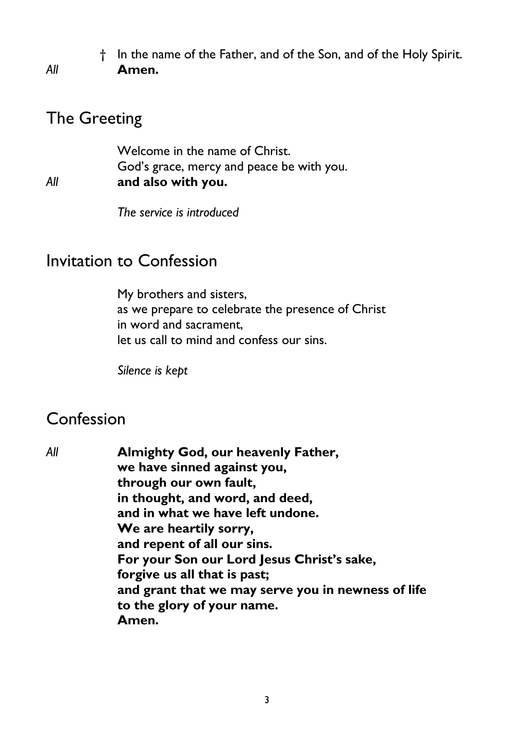† In the name of the Father, and of the Son, and of the Holy Spirit.
*All* **Amen.**

## The Greeting

Welcome in the name of Christ.
God's grace, mercy and peace be with you.
*All* **and also with you.**

*The service is introduced*

## Invitation to Confession

My brothers and sisters,
as we prepare to celebrate the presence of Christ
in word and sacrament,
let us call to mind and confess our sins.

*Silence is kept*

## Confession

*All* **Almighty God, our heavenly Father,**
**we have sinned against you,**
**through our own fault,**
**in thought, and word, and deed,**
**and in what we have left undone.**
**We are heartily sorry,**
**and repent of all our sins.**
**For your Son our Lord Jesus Christ's sake,**
**forgive us all that is past;**
**and grant that we may serve you in newness of life**
**to the glory of your name.**
**Amen.**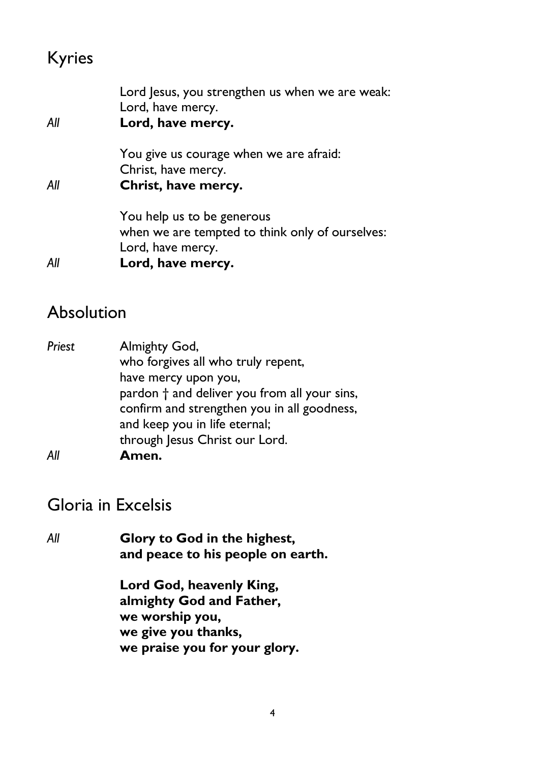## Kyries

Lord Jesus, you strengthen us when we are weak:
Lord, have mercy.

*All* **Lord, have mercy.**

You give us courage when we are afraid:
Christ, have mercy.

*All* **Christ, have mercy.**

You help us to be generous
when we are tempted to think only of ourselves:
Lord, have mercy.

*All* **Lord, have mercy.**

## Absolution

*Priest* Almighty God,
who forgives all who truly repent,
have mercy upon you,
pardon † and deliver you from all your sins,
confirm and strengthen you in all goodness,
and keep you in life eternal;
through Jesus Christ our Lord.

*All* **Amen.**

## Gloria in Excelsis

*All* **Glory to God in the highest,**
**and peace to his people on earth.**

**Lord God, heavenly King,**
**almighty God and Father,**
**we worship you,**
**we give you thanks,**
**we praise you for your glory.**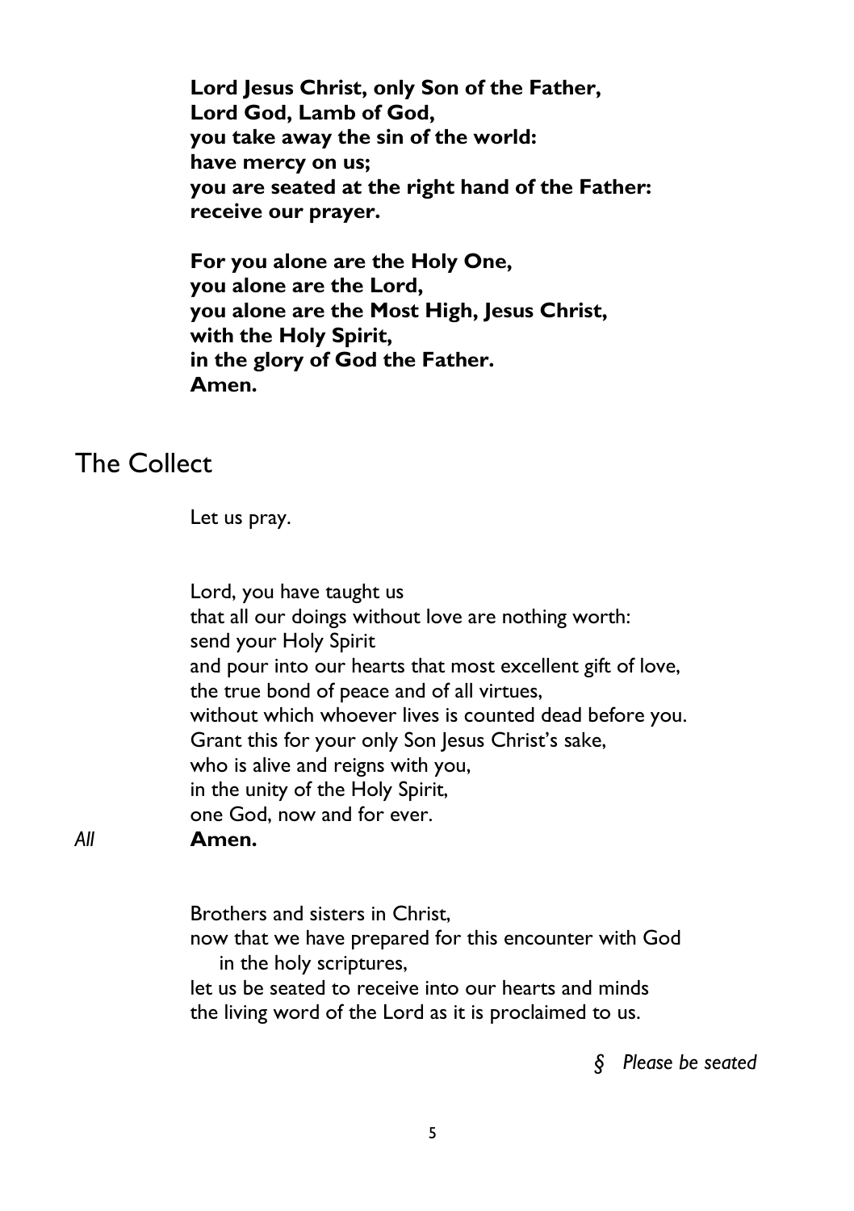**Lord Jesus Christ, only Son of the Father,**
**Lord God, Lamb of God,**
**you take away the sin of the world:**
**have mercy on us;**
**you are seated at the right hand of the Father:**
**receive our prayer.**

**For you alone are the Holy One,**
**you alone are the Lord,**
**you alone are the Most High, Jesus Christ,**
**with the Holy Spirit,**
**in the glory of God the Father.**
**Amen.**

## The Collect

Let us pray.

Lord, you have taught us
that all our doings without love are nothing worth:
send your Holy Spirit
and pour into our hearts that most excellent gift of love,
the true bond of peace and of all virtues,
without which whoever lives is counted dead before you.
Grant this for your only Son Jesus Christ's sake,
who is alive and reigns with you,
in the unity of the Holy Spirit,
one God, now and for ever.

*All* **Amen.**

Brothers and sisters in Christ,
now that we have prepared for this encounter with God
in the holy scriptures,
let us be seated to receive into our hearts and minds
the living word of the Lord as it is proclaimed to us.

*§ Please be seated*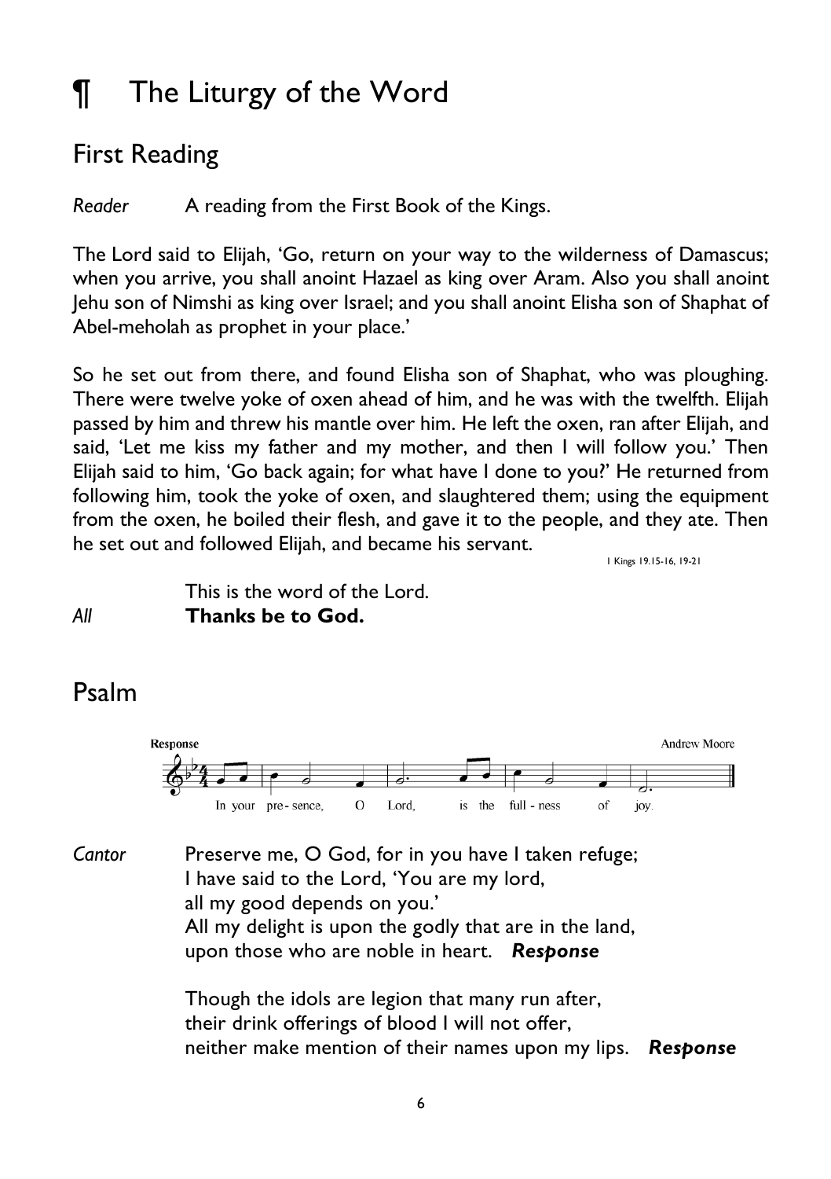# ¶ The Liturgy of the Word

## First Reading

*Reader* A reading from the First Book of the Kings.

The Lord said to Elijah, 'Go, return on your way to the wilderness of Damascus; when you arrive, you shall anoint Hazael as king over Aram. Also you shall anoint Jehu son of Nimshi as king over Israel; and you shall anoint Elisha son of Shaphat of Abel-meholah as prophet in your place.'

So he set out from there, and found Elisha son of Shaphat, who was ploughing. There were twelve yoke of oxen ahead of him, and he was with the twelfth. Elijah passed by him and threw his mantle over him. He left the oxen, ran after Elijah, and said, 'Let me kiss my father and my mother, and then I will follow you.' Then Elijah said to him, 'Go back again; for what have I done to you?' He returned from following him, took the yoke of oxen, and slaughtered them; using the equipment from the oxen, he boiled their flesh, and gave it to the people, and they ate. Then he set out and followed Elijah, and became his servant.

1 Kings 19.15-16, 19-21

This is the word of the Lord.
*All* **Thanks be to God.**

## Psalm

**Response** Andrew Moore

In your presence, O Lord, is the fullness of joy.

*Cantor* Preserve me, O God, for in you have I taken refuge;
I have said to the Lord, 'You are my lord,
all my good depends on you.'
All my delight is upon the godly that are in the land,
upon those who are noble in heart. ***Response***

Though the idols are legion that many run after,
their drink offerings of blood I will not offer,
neither make mention of their names upon my lips. ***Response***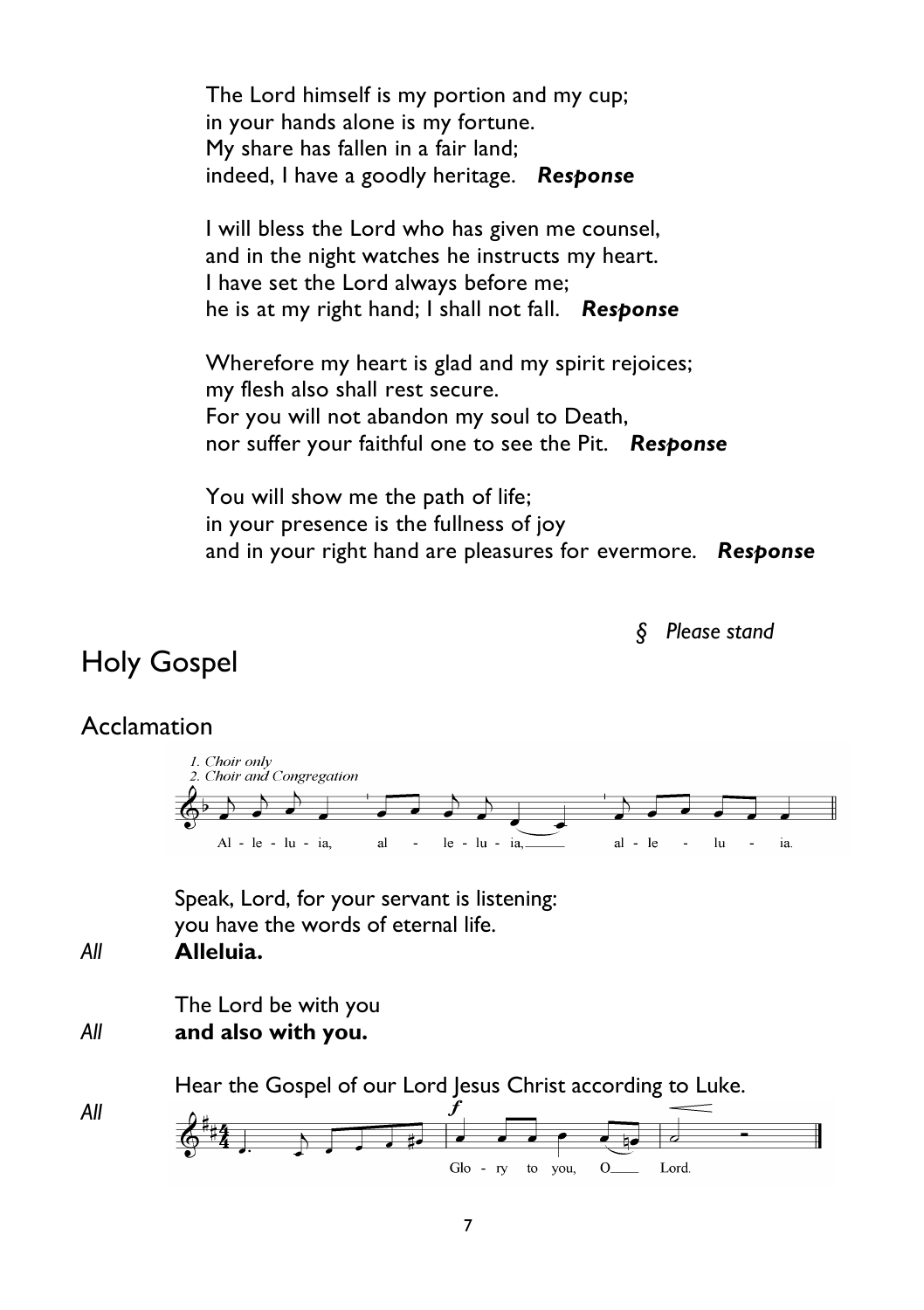The Lord himself is my portion and my cup;
in your hands alone is my fortune.
My share has fallen in a fair land;
indeed, I have a goodly heritage. ***Response***

I will bless the Lord who has given me counsel,
and in the night watches he instructs my heart.
I have set the Lord always before me;
he is at my right hand; I shall not fall. ***Response***

Wherefore my heart is glad and my spirit rejoices;
my flesh also shall rest secure.
For you will not abandon my soul to Death,
nor suffer your faithful one to see the Pit. ***Response***

You will show me the path of life;
in your presence is the fullness of joy
and in your right hand are pleasures for evermore. ***Response***

*§ Please stand*

# Holy Gospel

## Acclamation

*1. Choir only*
*2. Choir and Congregation*

Al - le - lu - ia, al - le - lu - ia, al - le - lu - ia.

Speak, Lord, for your servant is listening:
you have the words of eternal life.

*All* **Alleluia.**

The Lord be with you

*All* **and also with you.**

Hear the Gospel of our Lord Jesus Christ according to Luke.

*All* Glo - ry to you, O Lord.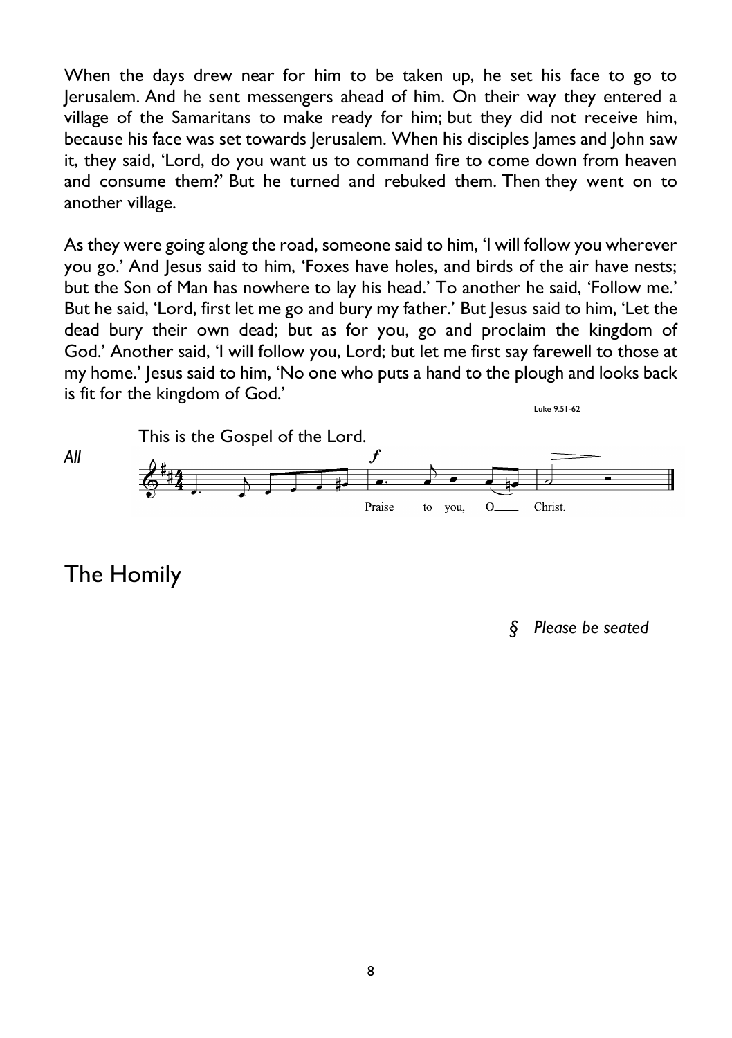When the days drew near for him to be taken up, he set his face to go to Jerusalem. And he sent messengers ahead of him. On their way they entered a village of the Samaritans to make ready for him; but they did not receive him, because his face was set towards Jerusalem. When his disciples James and John saw it, they said, 'Lord, do you want us to command fire to come down from heaven and consume them?' But he turned and rebuked them. Then they went on to another village.

As they were going along the road, someone said to him, 'I will follow you wherever you go.' And Jesus said to him, 'Foxes have holes, and birds of the air have nests; but the Son of Man has nowhere to lay his head.' To another he said, 'Follow me.' But he said, 'Lord, first let me go and bury my father.' But Jesus said to him, 'Let the dead bury their own dead; but as for you, go and proclaim the kingdom of God.' Another said, 'I will follow you, Lord; but let me first say farewell to those at my home.' Jesus said to him, 'No one who puts a hand to the plough and looks back is fit for the kingdom of God.'

Luke 9.51-62

This is the Gospel of the Lord.

*All* Praise to you, O Christ.

## The Homily

*§ Please be seated*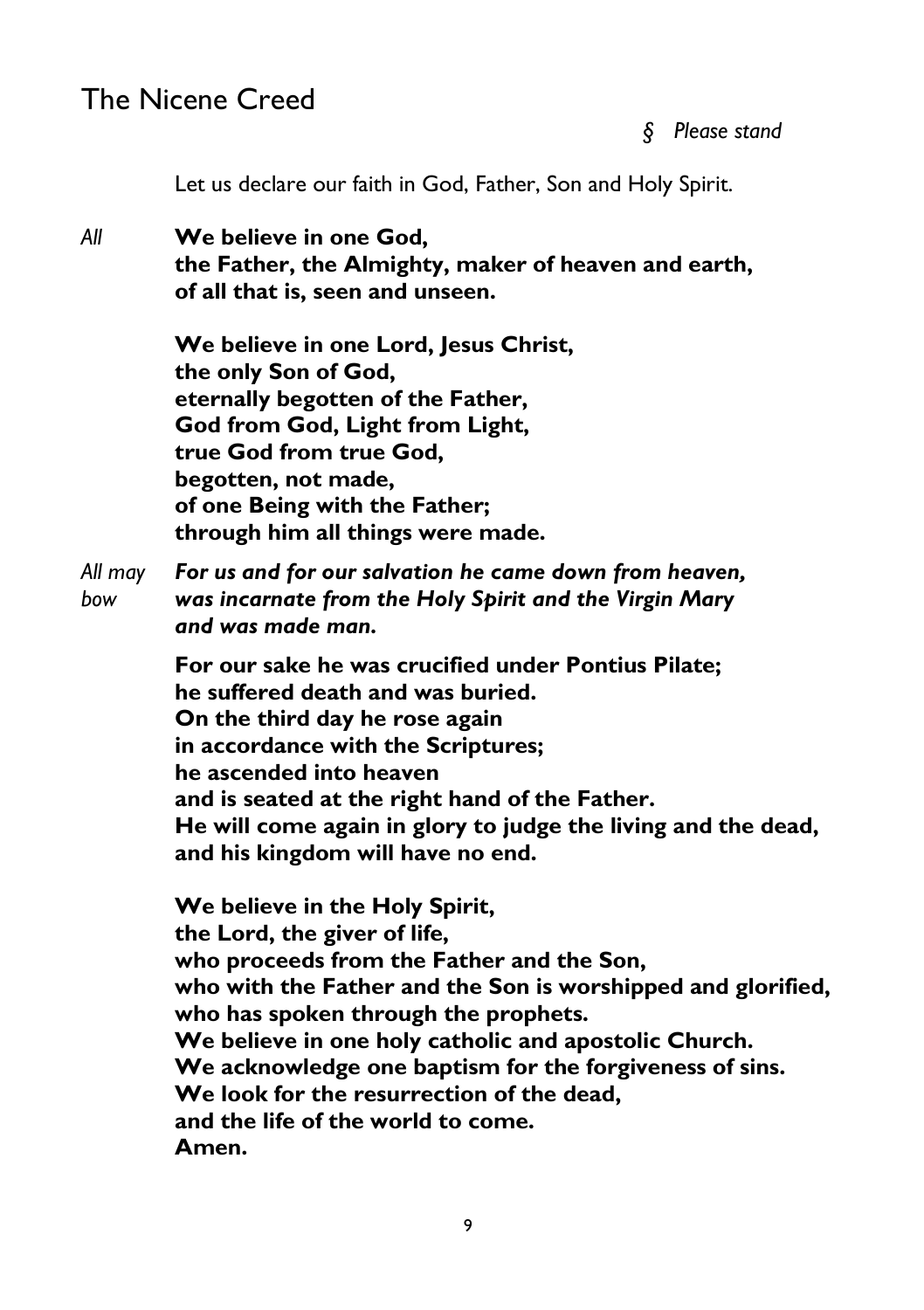## The Nicene Creed

*§ Please stand*

Let us declare our faith in God, Father, Son and Holy Spirit.

*All* **We believe in one God,**
**the Father, the Almighty, maker of heaven and earth,**
**of all that is, seen and unseen.**

**We believe in one Lord, Jesus Christ,**
**the only Son of God,**
**eternally begotten of the Father,**
**God from God, Light from Light,**
**true God from true God,**
**begotten, not made,**
**of one Being with the Father;**
**through him all things were made.**

*All may bow* ***For us and for our salvation he came down from heaven,***
***was incarnate from the Holy Spirit and the Virgin Mary***
***and was made man.***

**For our sake he was crucified under Pontius Pilate;**
**he suffered death and was buried.**
**On the third day he rose again**
**in accordance with the Scriptures;**
**he ascended into heaven**
**and is seated at the right hand of the Father.**
**He will come again in glory to judge the living and the dead,**
**and his kingdom will have no end.**

**We believe in the Holy Spirit,**
**the Lord, the giver of life,**
**who proceeds from the Father and the Son,**
**who with the Father and the Son is worshipped and glorified,**
**who has spoken through the prophets.**
**We believe in one holy catholic and apostolic Church.**
**We acknowledge one baptism for the forgiveness of sins.**
**We look for the resurrection of the dead,**
**and the life of the world to come.**
**Amen.**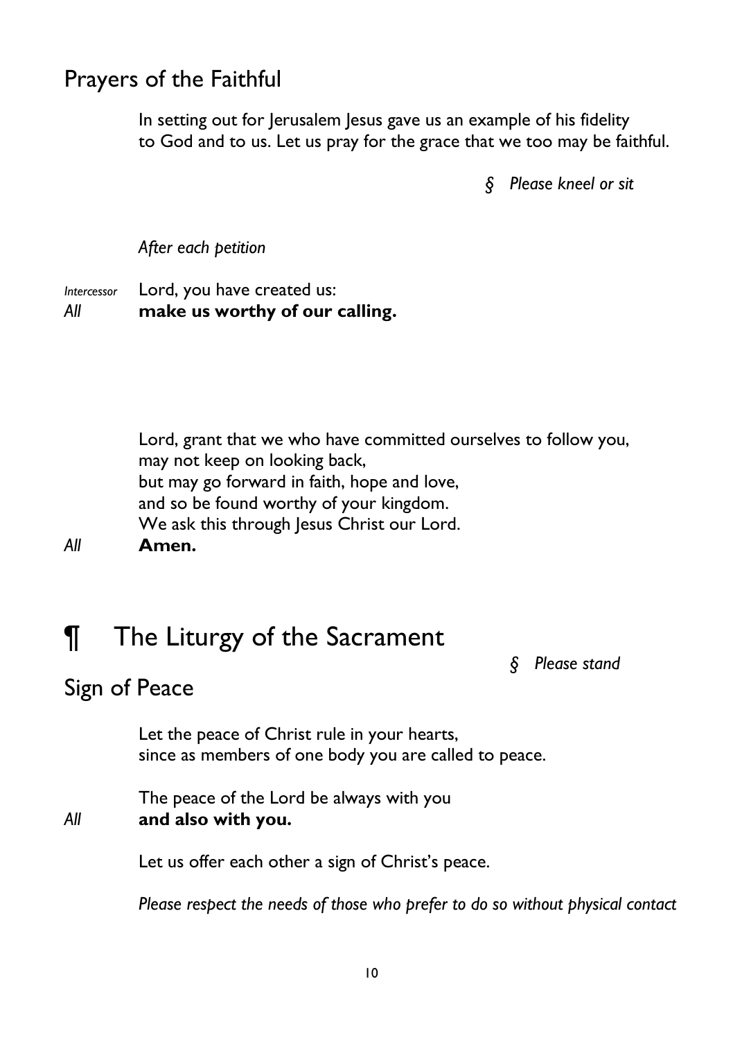## Prayers of the Faithful

In setting out for Jerusalem Jesus gave us an example of his fidelity to God and to us. Let us pray for the grace that we too may be faithful.

*§ Please kneel or sit*

*After each petition*

*Intercessor* Lord, you have created us:
*All* **make us worthy of our calling.**

Lord, grant that we who have committed ourselves to follow you,
may not keep on looking back,
but may go forward in faith, hope and love,
and so be found worthy of your kingdom.
We ask this through Jesus Christ our Lord.
*All* **Amen.**

# ¶ The Liturgy of the Sacrament

*§ Please stand*

## Sign of Peace

Let the peace of Christ rule in your hearts,
since as members of one body you are called to peace.

The peace of the Lord be always with you
*All* **and also with you.**

Let us offer each other a sign of Christ's peace.

*Please respect the needs of those who prefer to do so without physical contact*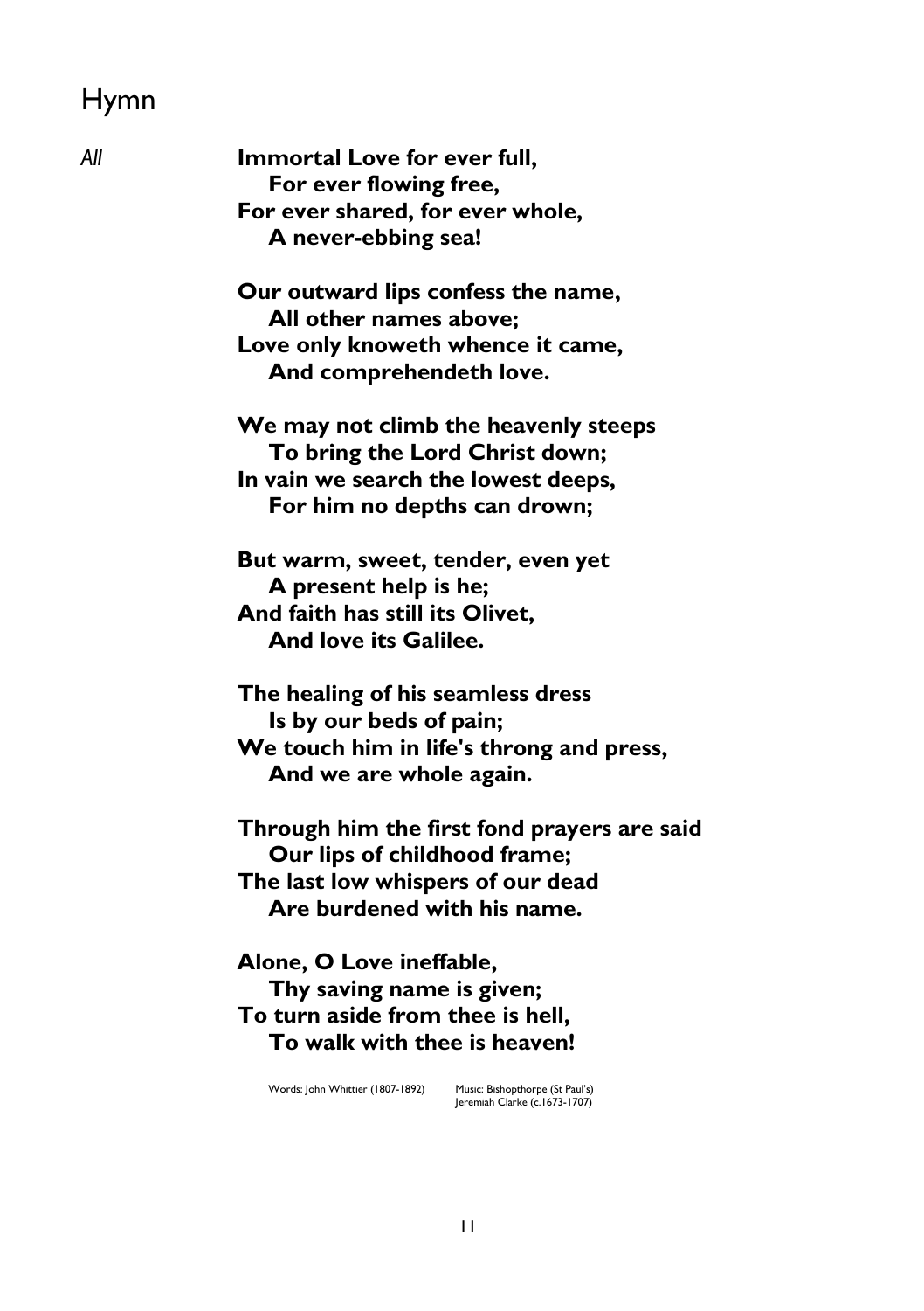# Hymn

*All*

**Immortal Love for ever full,**
**For ever flowing free,**
**For ever shared, for ever whole,**
**A never-ebbing sea!**

**Our outward lips confess the name,**
**All other names above;**
**Love only knoweth whence it came,**
**And comprehendeth love.**

**We may not climb the heavenly steeps**
**To bring the Lord Christ down;**
**In vain we search the lowest deeps,**
**For him no depths can drown;**

**But warm, sweet, tender, even yet**
**A present help is he;**
**And faith has still its Olivet,**
**And love its Galilee.**

**The healing of his seamless dress**
**Is by our beds of pain;**
**We touch him in life's throng and press,**
**And we are whole again.**

**Through him the first fond prayers are said**
**Our lips of childhood frame;**
**The last low whispers of our dead**
**Are burdened with his name.**

**Alone, O Love ineffable,**
**Thy saving name is given;**
**To turn aside from thee is hell,**
**To walk with thee is heaven!**

Words: John Whittier (1807-1892) Music: Bishopthorpe (St Paul's)
Jeremiah Clarke (c.1673-1707)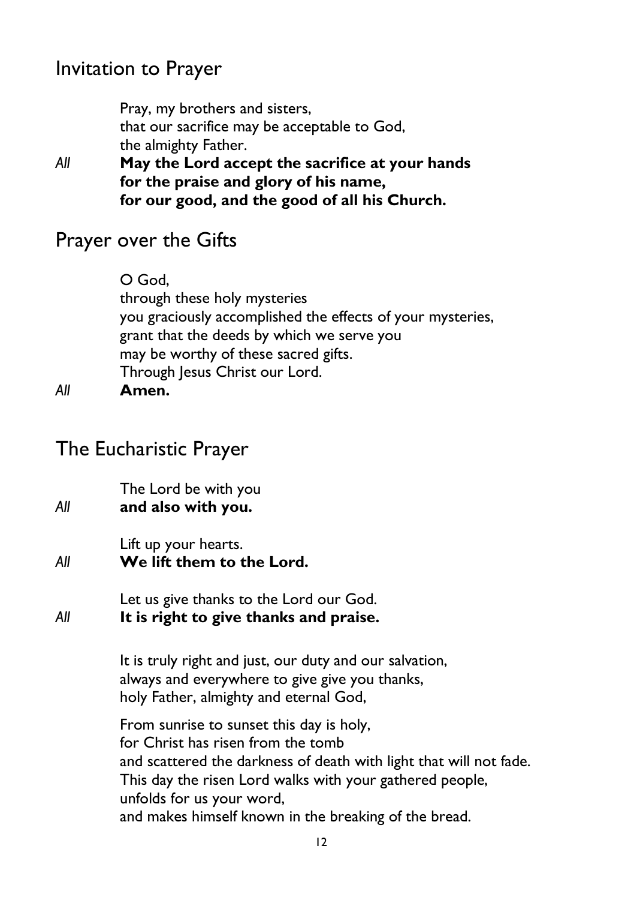## Invitation to Prayer

Pray, my brothers and sisters,
that our sacrifice may be acceptable to God,
the almighty Father.

*All* **May the Lord accept the sacrifice at your hands**
**for the praise and glory of his name,**
**for our good, and the good of all his Church.**

## Prayer over the Gifts

O God,
through these holy mysteries
you graciously accomplished the effects of your mysteries,
grant that the deeds by which we serve you
may be worthy of these sacred gifts.
Through Jesus Christ our Lord.

*All* **Amen.**

## The Eucharistic Prayer

The Lord be with you

*All* **and also with you.**

Lift up your hearts.

*All* **We lift them to the Lord.**

Let us give thanks to the Lord our God.

*All* **It is right to give thanks and praise.**

It is truly right and just, our duty and our salvation,
always and everywhere to give give you thanks,
holy Father, almighty and eternal God,

From sunrise to sunset this day is holy,
for Christ has risen from the tomb
and scattered the darkness of death with light that will not fade.
This day the risen Lord walks with your gathered people,
unfolds for us your word,
and makes himself known in the breaking of the bread.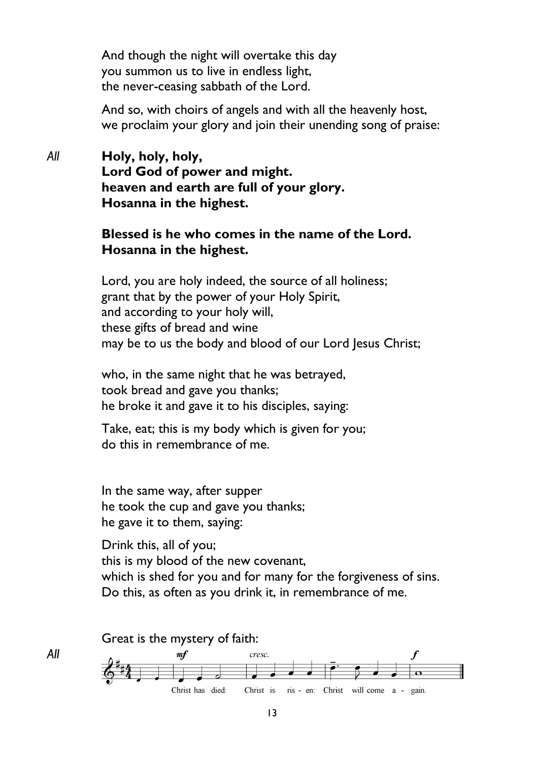And though the night will overtake this day
you summon us to live in endless light,
the never-ceasing sabbath of the Lord.

And so, with choirs of angels and with all the heavenly host,
we proclaim your glory and join their unending song of praise:

*All* **Holy, holy, holy,
Lord God of power and might.
heaven and earth are full of your glory.
Hosanna in the highest.**

**Blessed is he who comes in the name of the Lord.
Hosanna in the highest.**

Lord, you are holy indeed, the source of all holiness;
grant that by the power of your Holy Spirit,
and according to your holy will,
these gifts of bread and wine
may be to us the body and blood of our Lord Jesus Christ;

who, in the same night that he was betrayed,
took bread and gave you thanks;
he broke it and gave it to his disciples, saying:

Take, eat; this is my body which is given for you;
do this in remembrance of me.

In the same way, after supper
he took the cup and gave you thanks;
he gave it to them, saying:

Drink this, all of you;
this is my blood of the new covenant,
which is shed for you and for many for the forgiveness of sins.
Do this, as often as you drink it, in remembrance of me.

Great is the mystery of faith:

*All* Christ has died: Christ is ris - en: Christ will come a - gain.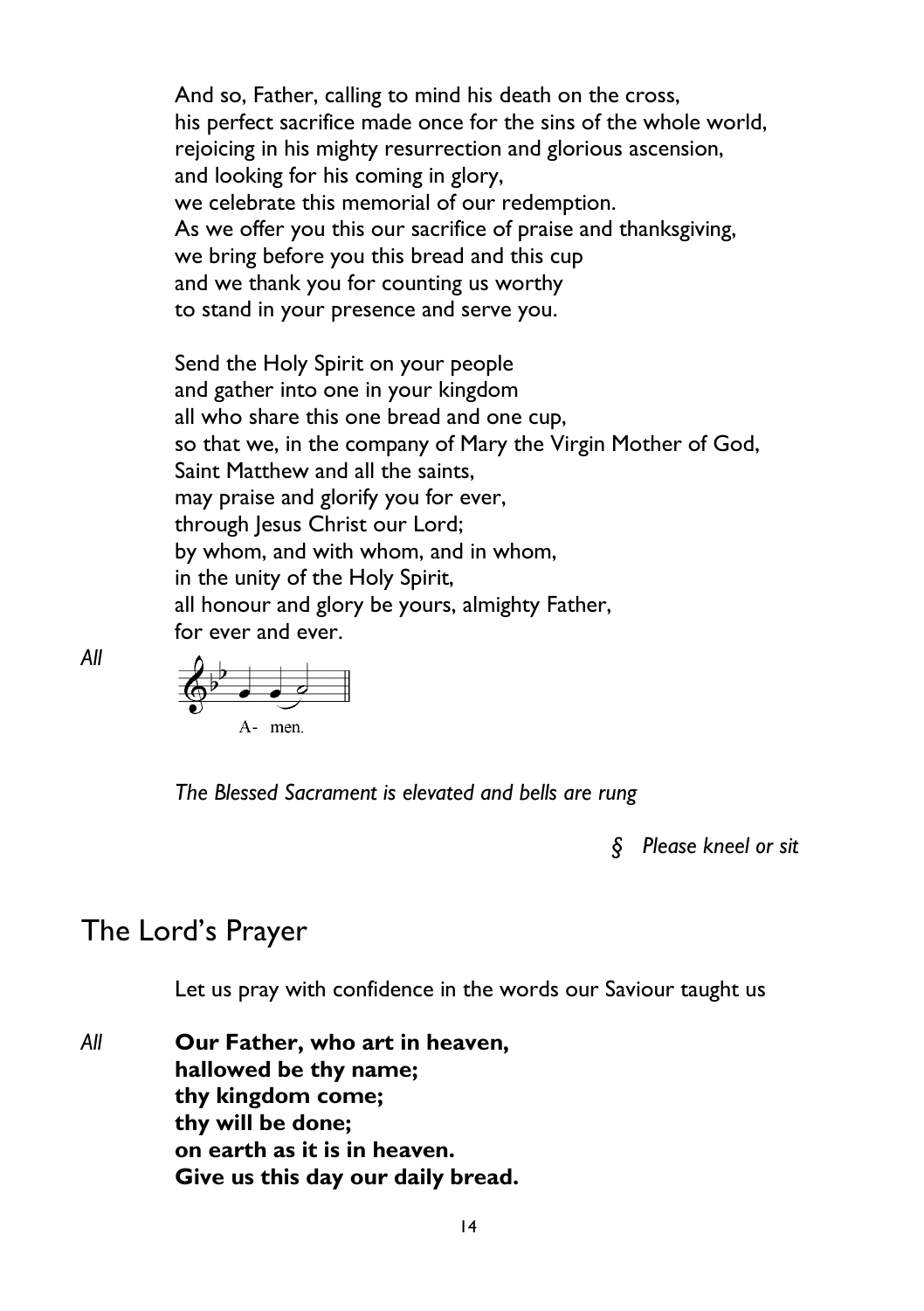And so, Father, calling to mind his death on the cross,
his perfect sacrifice made once for the sins of the whole world,
rejoicing in his mighty resurrection and glorious ascension,
and looking for his coming in glory,
we celebrate this memorial of our redemption.
As we offer you this our sacrifice of praise and thanksgiving,
we bring before you this bread and this cup
and we thank you for counting us worthy
to stand in your presence and serve you.

Send the Holy Spirit on your people
and gather into one in your kingdom
all who share this one bread and one cup,
so that we, in the company of Mary the Virgin Mother of God,
Saint Matthew and all the saints,
may praise and glorify you for ever,
through Jesus Christ our Lord;
by whom, and with whom, and in whom,
in the unity of the Holy Spirit,
all honour and glory be yours, almighty Father,
for ever and ever.

*All* A- men.

*The Blessed Sacrament is elevated and bells are rung*

*§ Please kneel or sit*

## The Lord's Prayer

Let us pray with confidence in the words our Saviour taught us

*All* **Our Father, who art in heaven,**
**hallowed be thy name;**
**thy kingdom come;**
**thy will be done;**
**on earth as it is in heaven.**
**Give us this day our daily bread.**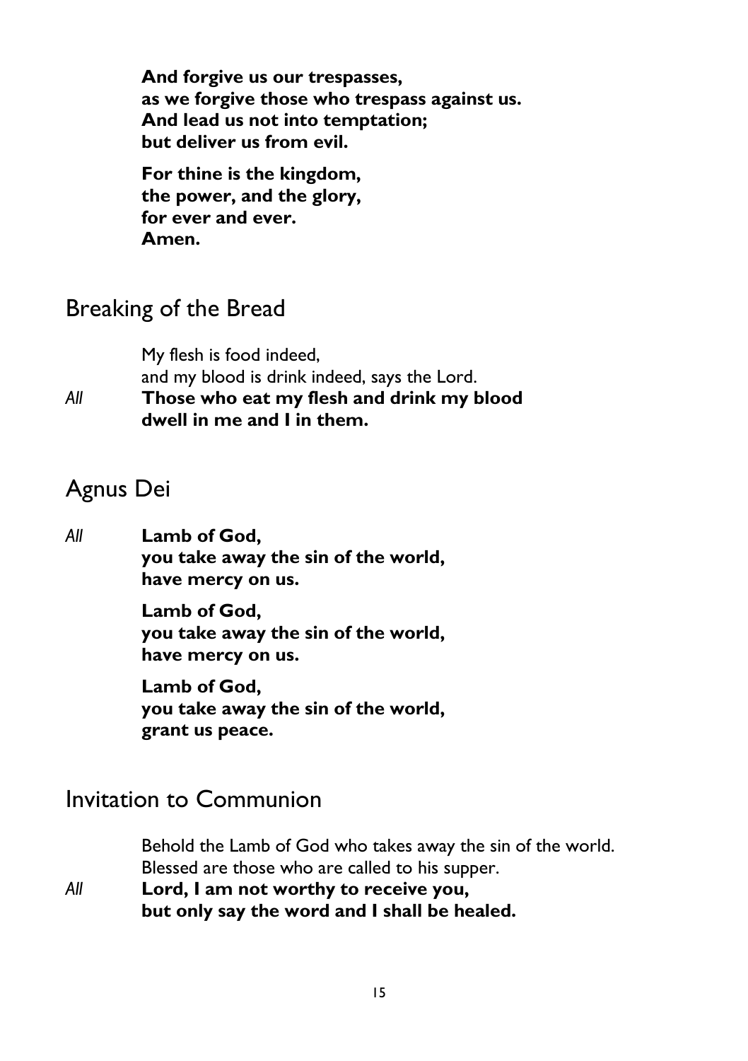**And forgive us our trespasses,**
**as we forgive those who trespass against us.**
**And lead us not into temptation;**
**but deliver us from evil.**

**For thine is the kingdom,**
**the power, and the glory,**
**for ever and ever.**
**Amen.**

## Breaking of the Bread

My flesh is food indeed,
and my blood is drink indeed, says the Lord.

*All* **Those who eat my flesh and drink my blood**
**dwell in me and I in them.**

## Agnus Dei

*All* **Lamb of God,**
**you take away the sin of the world,**
**have mercy on us.**

**Lamb of God,**
**you take away the sin of the world,**
**have mercy on us.**

**Lamb of God,**
**you take away the sin of the world,**
**grant us peace.**

## Invitation to Communion

Behold the Lamb of God who takes away the sin of the world.
Blessed are those who are called to his supper.

*All* **Lord, I am not worthy to receive you,**
**but only say the word and I shall be healed.**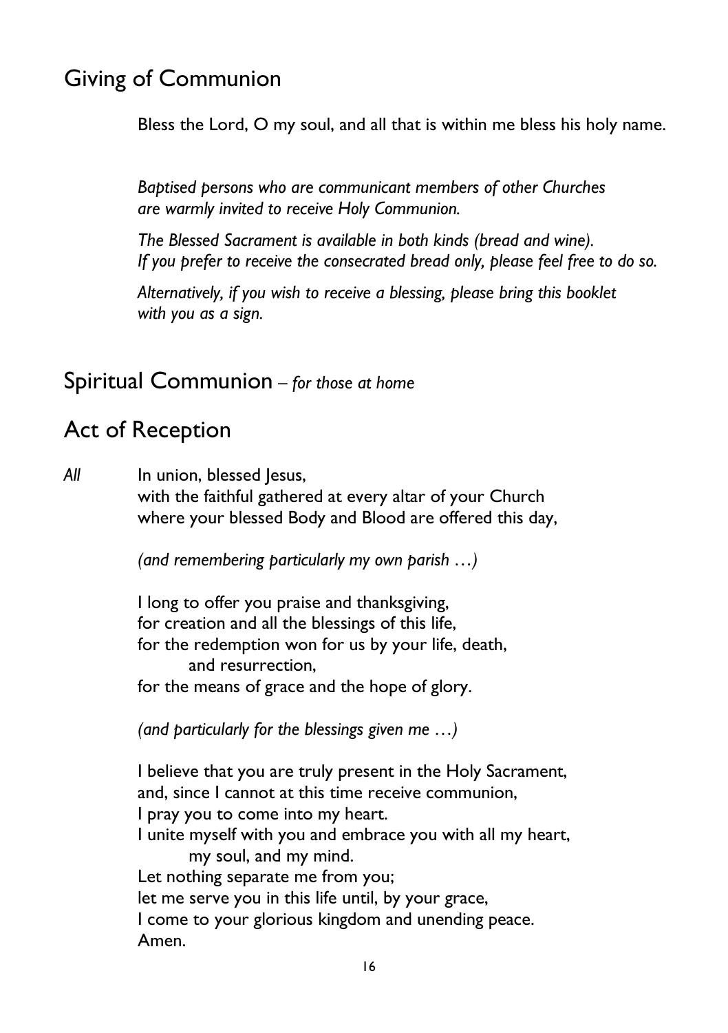## Giving of Communion

Bless the Lord, O my soul, and all that is within me bless his holy name.

*Baptised persons who are communicant members of other Churches are warmly invited to receive Holy Communion.*

*The Blessed Sacrament is available in both kinds (bread and wine). If you prefer to receive the consecrated bread only, please feel free to do so.*

*Alternatively, if you wish to receive a blessing, please bring this booklet with you as a sign.*

## Spiritual Communion – *for those at home*

## Act of Reception

*All* In union, blessed Jesus,
with the faithful gathered at every altar of your Church
where your blessed Body and Blood are offered this day,

*(and remembering particularly my own parish …)*

I long to offer you praise and thanksgiving,
for creation and all the blessings of this life,
for the redemption won for us by your life, death,
and resurrection,
for the means of grace and the hope of glory.

*(and particularly for the blessings given me …)*

I believe that you are truly present in the Holy Sacrament,
and, since I cannot at this time receive communion,
I pray you to come into my heart.
I unite myself with you and embrace you with all my heart,
my soul, and my mind.
Let nothing separate me from you;
let me serve you in this life until, by your grace,
I come to your glorious kingdom and unending peace.
Amen.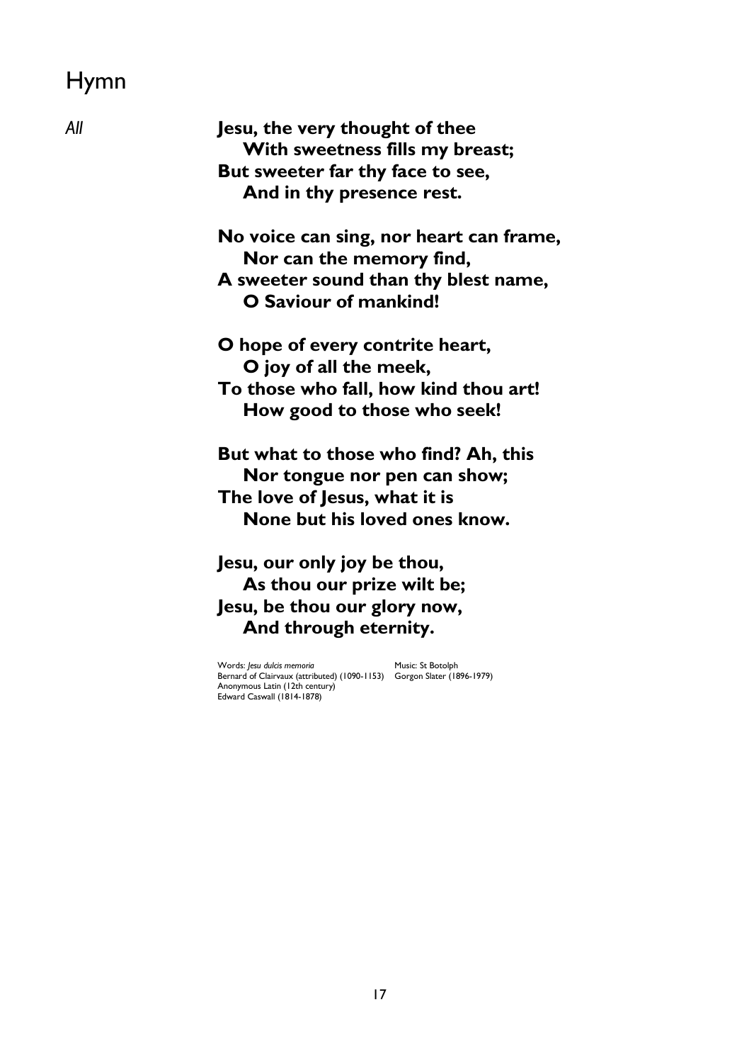# Hymn

*All*

**Jesu, the very thought of thee**
**With sweetness fills my breast;**
**But sweeter far thy face to see,**
**And in thy presence rest.**

**No voice can sing, nor heart can frame,**
**Nor can the memory find,**
**A sweeter sound than thy blest name,**
**O Saviour of mankind!**

**O hope of every contrite heart,**
**O joy of all the meek,**
**To those who fall, how kind thou art!**
**How good to those who seek!**

**But what to those who find? Ah, this**
**Nor tongue nor pen can show;**
**The love of Jesus, what it is**
**None but his loved ones know.**

**Jesu, our only joy be thou,**
**As thou our prize wilt be;**
**Jesu, be thou our glory now,**
**And through eternity.**

Words: *Jesu dulcis memoria*
Bernard of Clairvaux (attributed) (1090-1153)
Anonymous Latin (12th century)
Edward Caswall (1814-1878)

Music: St Botolph
Gorgon Slater (1896-1979)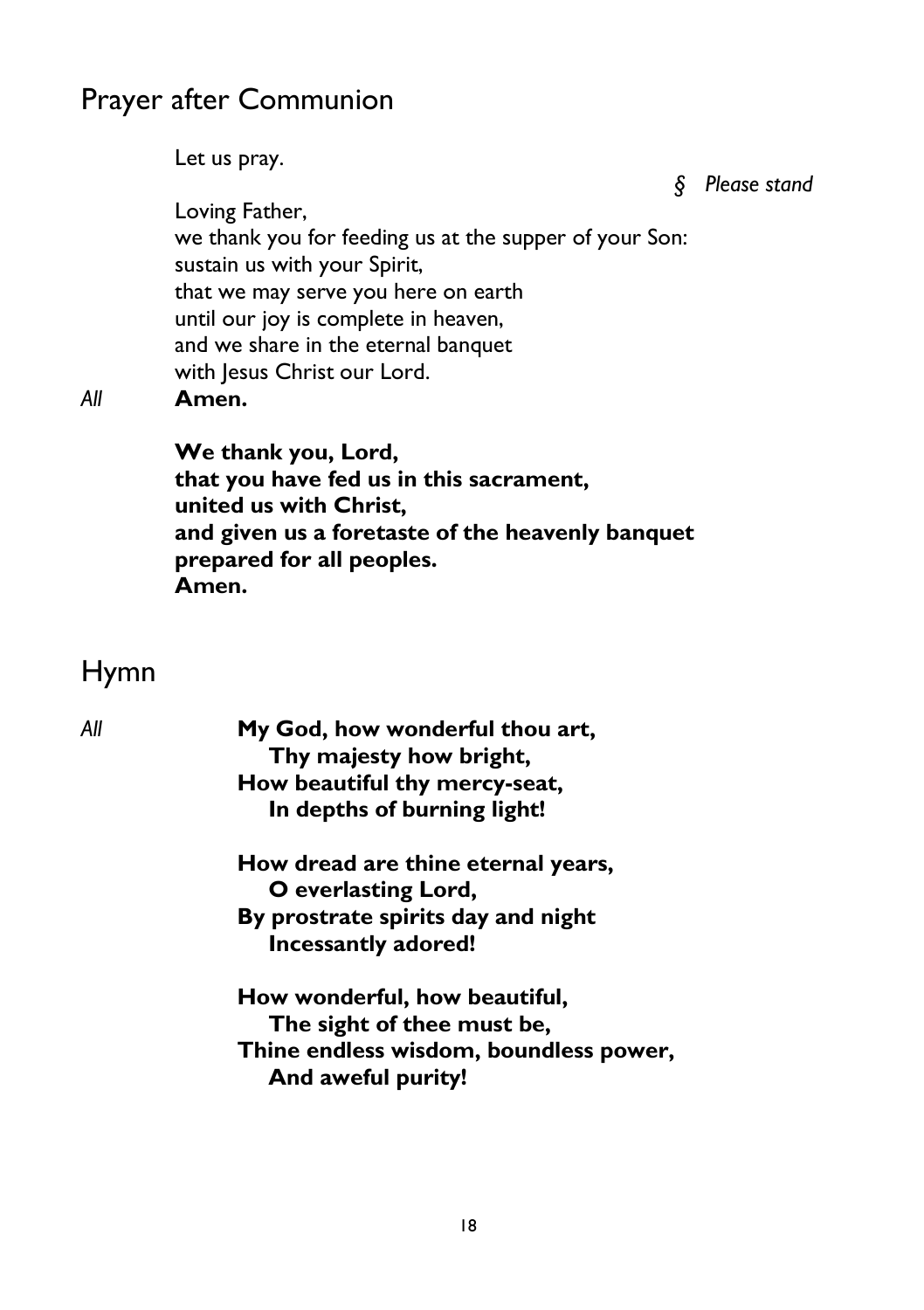## Prayer after Communion

Let us pray.

*§ Please stand*

Loving Father,
we thank you for feeding us at the supper of your Son:
sustain us with your Spirit,
that we may serve you here on earth
until our joy is complete in heaven,
and we share in the eternal banquet
with Jesus Christ our Lord.

*All* **Amen.**

**We thank you, Lord,**
**that you have fed us in this sacrament,**
**united us with Christ,**
**and given us a foretaste of the heavenly banquet**
**prepared for all peoples.**
**Amen.**

## Hymn

*All*

**My God, how wonderful thou art,**
**Thy majesty how bright,**
**How beautiful thy mercy-seat,**
**In depths of burning light!**

**How dread are thine eternal years,**
**O everlasting Lord,**
**By prostrate spirits day and night**
**Incessantly adored!**

**How wonderful, how beautiful,**
**The sight of thee must be,**
**Thine endless wisdom, boundless power,**
**And aweful purity!**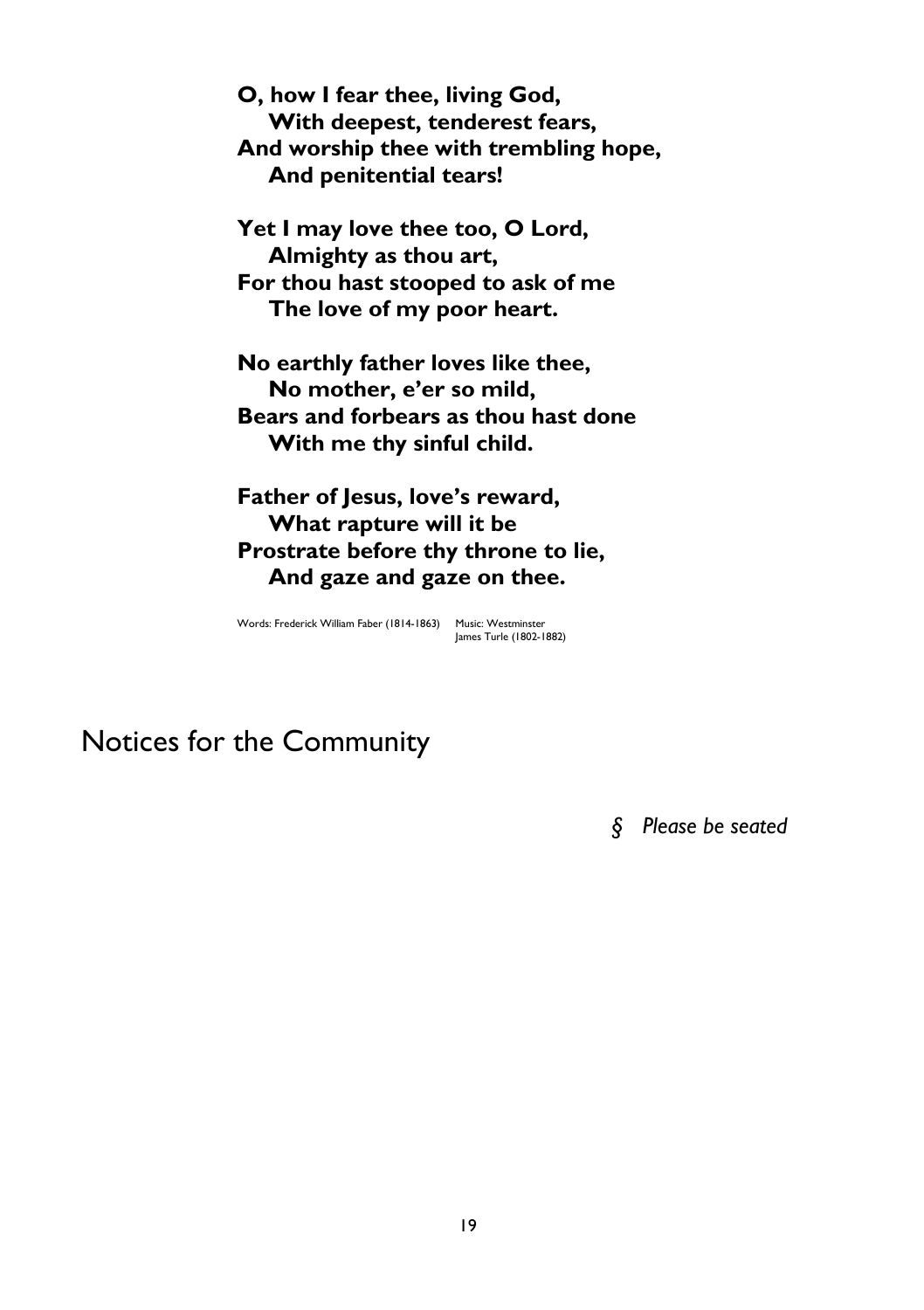**O, how I fear thee, living God,**
**With deepest, tenderest fears,**
**And worship thee with trembling hope,**
**And penitential tears!**

**Yet I may love thee too, O Lord,**
**Almighty as thou art,**
**For thou hast stooped to ask of me**
**The love of my poor heart.**

**No earthly father loves like thee,**
**No mother, e'er so mild,**
**Bears and forbears as thou hast done**
**With me thy sinful child.**

**Father of Jesus, love's reward,**
**What rapture will it be**
**Prostrate before thy throne to lie,**
**And gaze and gaze on thee.**

Words: Frederick William Faber (1814-1863) Music: Westminster
James Turle (1802-1882)

# Notices for the Community

*§ Please be seated*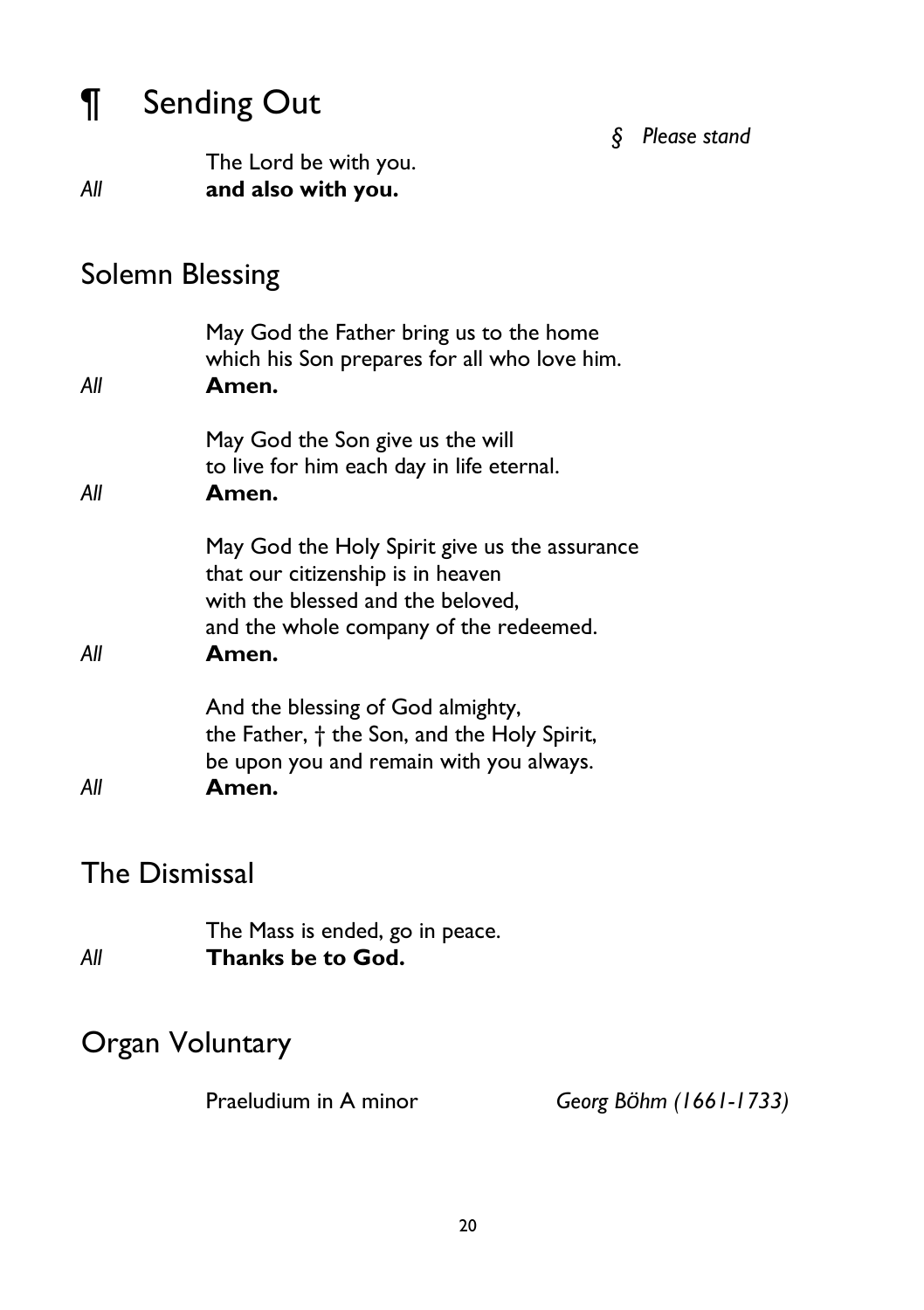# ¶ Sending Out

*§ Please stand*

The Lord be with you.
*All* **and also with you.**

## Solemn Blessing

May God the Father bring us to the home
which his Son prepares for all who love him.
*All* **Amen.**

May God the Son give us the will
to live for him each day in life eternal.
*All* **Amen.**

May God the Holy Spirit give us the assurance
that our citizenship is in heaven
with the blessed and the beloved,
and the whole company of the redeemed.
*All* **Amen.**

And the blessing of God almighty,
the Father, † the Son, and the Holy Spirit,
be upon you and remain with you always.
*All* **Amen.**

## The Dismissal

The Mass is ended, go in peace.
*All* **Thanks be to God.**

## Organ Voluntary

Praeludium in A minor *Georg Böhm (1661-1733)*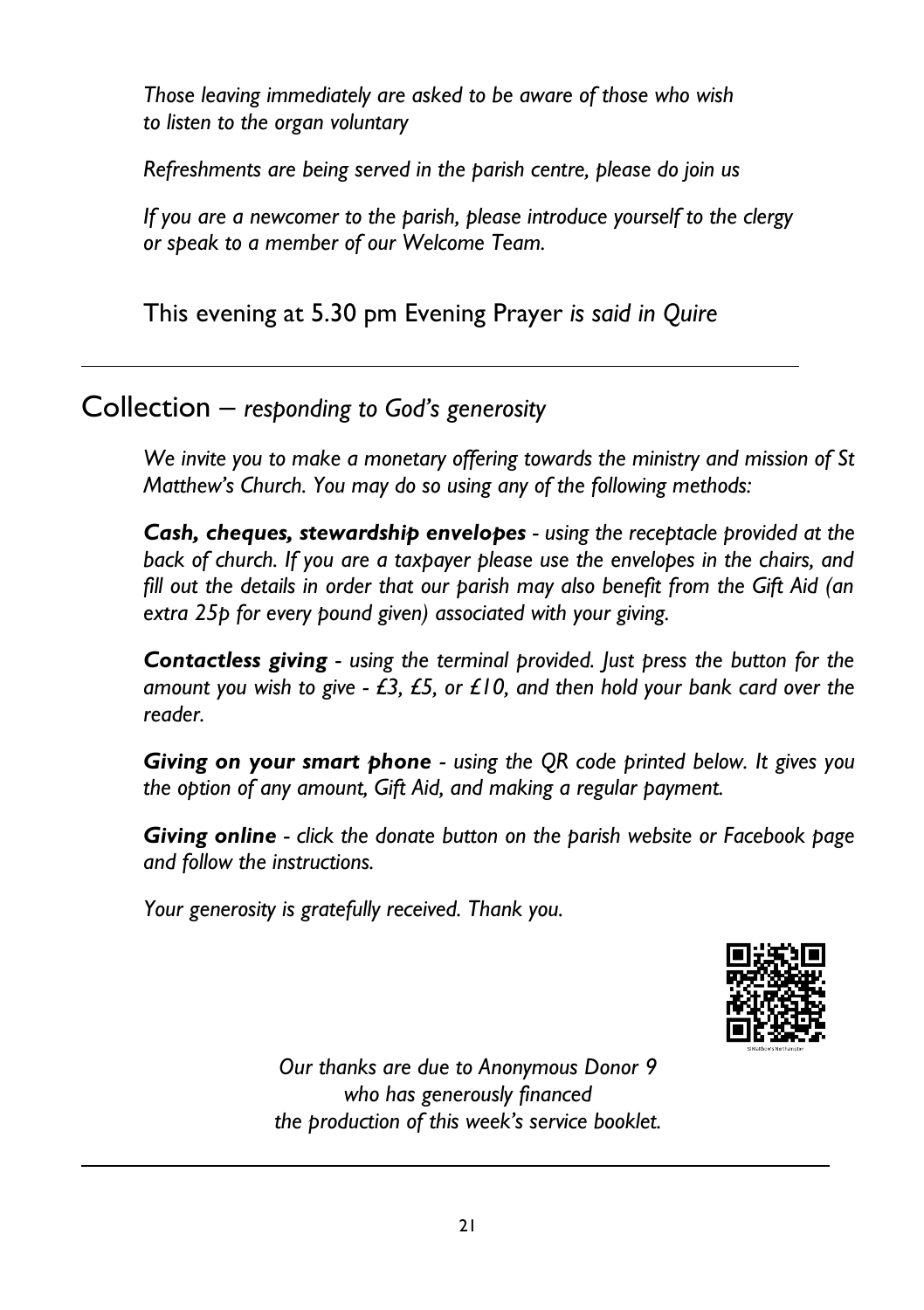*Those leaving immediately are asked to be aware of those who wish to listen to the organ voluntary*

*Refreshments are being served in the parish centre, please do join us*

*If you are a newcomer to the parish, please introduce yourself to the clergy or speak to a member of our Welcome Team.*

This evening at 5.30 pm Evening Prayer *is said in Quire*

---

## Collection – *responding to God's generosity*

*We invite you to make a monetary offering towards the ministry and mission of St Matthew's Church. You may do so using any of the following methods:*

***Cash, cheques, stewardship envelopes*** *- using the receptacle provided at the back of church. If you are a taxpayer please use the envelopes in the chairs, and fill out the details in order that our parish may also benefit from the Gift Aid (an extra 25p for every pound given) associated with your giving.*

***Contactless giving*** *- using the terminal provided. Just press the button for the amount you wish to give - £3, £5, or £10, and then hold your bank card over the reader.*

***Giving on your smart phone*** *- using the QR code printed below. It gives you the option of any amount, Gift Aid, and making a regular payment.*

***Giving online*** *- click the donate button on the parish website or Facebook page and follow the instructions.*

*Your generosity is gratefully received. Thank you.*

St Matthew's Northampton

*Our thanks are due to Anonymous Donor 9*
*who has generously financed*
*the production of this week's service booklet.*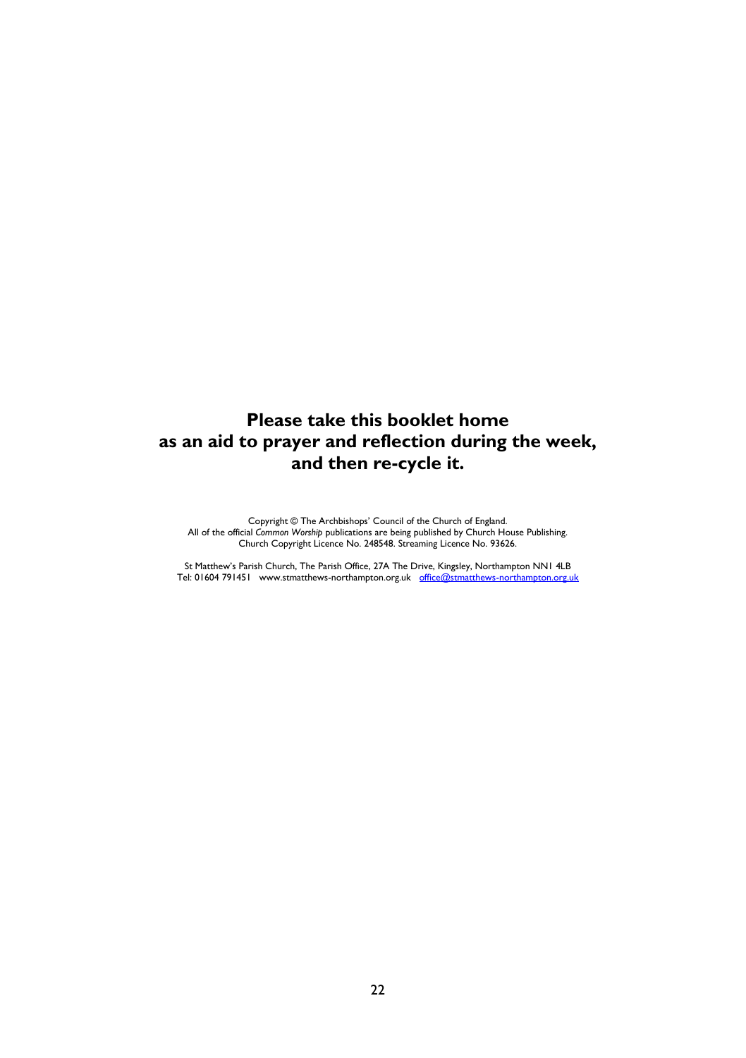**Please take this booklet home as an aid to prayer and reflection during the week, and then re-cycle it.**

Copyright © The Archbishops' Council of the Church of England.
All of the official *Common Worship* publications are being published by Church House Publishing.
Church Copyright Licence No. 248548. Streaming Licence No. 93626.

St Matthew's Parish Church, The Parish Office, 27A The Drive, Kingsley, Northampton NN1 4LB
Tel: 01604 791451 www.stmatthews-northampton.org.uk office@stmatthews-northampton.org.uk